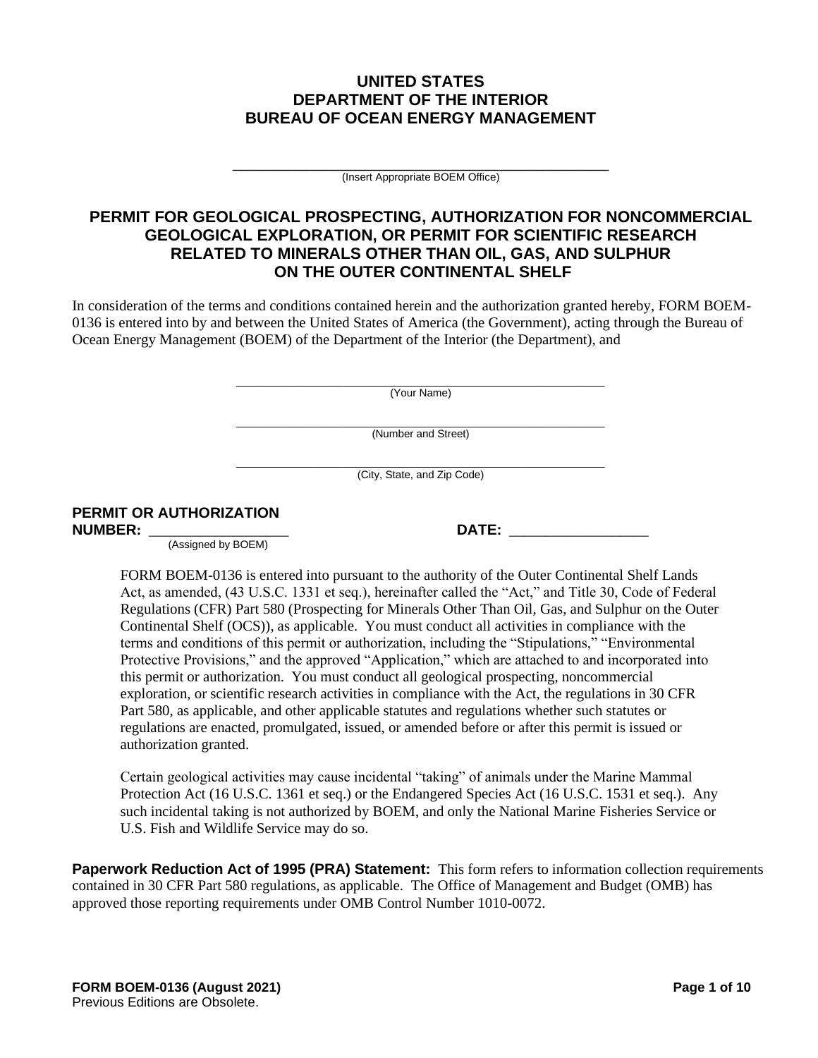**UNITED STATES**
**DEPARTMENT OF THE INTERIOR**
**BUREAU OF OCEAN ENERGY MANAGEMENT**

\_\_\_\_\_\_\_\_\_\_\_\_\_\_\_\_\_\_\_\_\_\_\_\_\_\_\_\_\_\_\_\_\_\_\_\_\_\_\_\_\_\_\_\_\_\_\_\_
(Insert Appropriate BOEM Office)

# PERMIT FOR GEOLOGICAL PROSPECTING, AUTHORIZATION FOR NONCOMMERCIAL GEOLOGICAL EXPLORATION, OR PERMIT FOR SCIENTIFIC RESEARCH RELATED TO MINERALS OTHER THAN OIL, GAS, AND SULPHUR ON THE OUTER CONTINENTAL SHELF

In consideration of the terms and conditions contained herein and the authorization granted hereby, FORM BOEM-0136 is entered into by and between the United States of America (the Government), acting through the Bureau of Ocean Energy Management (BOEM) of the Department of the Interior (the Department), and

\_\_\_\_\_\_\_\_\_\_\_\_\_\_\_\_\_\_\_\_\_\_\_\_\_\_\_\_\_\_\_\_\_\_\_\_\_\_\_\_\_\_\_\_\_\_\_\_
(Your Name)

\_\_\_\_\_\_\_\_\_\_\_\_\_\_\_\_\_\_\_\_\_\_\_\_\_\_\_\_\_\_\_\_\_\_\_\_\_\_\_\_\_\_\_\_\_\_\_\_
(Number and Street)

\_\_\_\_\_\_\_\_\_\_\_\_\_\_\_\_\_\_\_\_\_\_\_\_\_\_\_\_\_\_\_\_\_\_\_\_\_\_\_\_\_\_\_\_\_\_\_\_
(City, State, and Zip Code)

**PERMIT OR AUTHORIZATION NUMBER:** \_\_\_\_\_\_\_\_\_\_\_\_\_\_\_\_\_\_
(Assigned by BOEM)

**DATE:** \_\_\_\_\_\_\_\_\_\_\_\_\_\_\_\_\_\_

FORM BOEM-0136 is entered into pursuant to the authority of the Outer Continental Shelf Lands Act, as amended, (43 U.S.C. 1331 et seq.), hereinafter called the "Act," and Title 30, Code of Federal Regulations (CFR) Part 580 (Prospecting for Minerals Other Than Oil, Gas, and Sulphur on the Outer Continental Shelf (OCS)), as applicable. You must conduct all activities in compliance with the terms and conditions of this permit or authorization, including the "Stipulations," "Environmental Protective Provisions," and the approved "Application," which are attached to and incorporated into this permit or authorization. You must conduct all geological prospecting, noncommercial exploration, or scientific research activities in compliance with the Act, the regulations in 30 CFR Part 580, as applicable, and other applicable statutes and regulations whether such statutes or regulations are enacted, promulgated, issued, or amended before or after this permit is issued or authorization granted.

Certain geological activities may cause incidental "taking" of animals under the Marine Mammal Protection Act (16 U.S.C. 1361 et seq.) or the Endangered Species Act (16 U.S.C. 1531 et seq.). Any such incidental taking is not authorized by BOEM, and only the National Marine Fisheries Service or U.S. Fish and Wildlife Service may do so.

**Paperwork Reduction Act of 1995 (PRA) Statement:** This form refers to information collection requirements contained in 30 CFR Part 580 regulations, as applicable. The Office of Management and Budget (OMB) has approved those reporting requirements under OMB Control Number 1010-0072.

**FORM BOEM-0136 (August 2021)**
Previous Editions are Obsolete.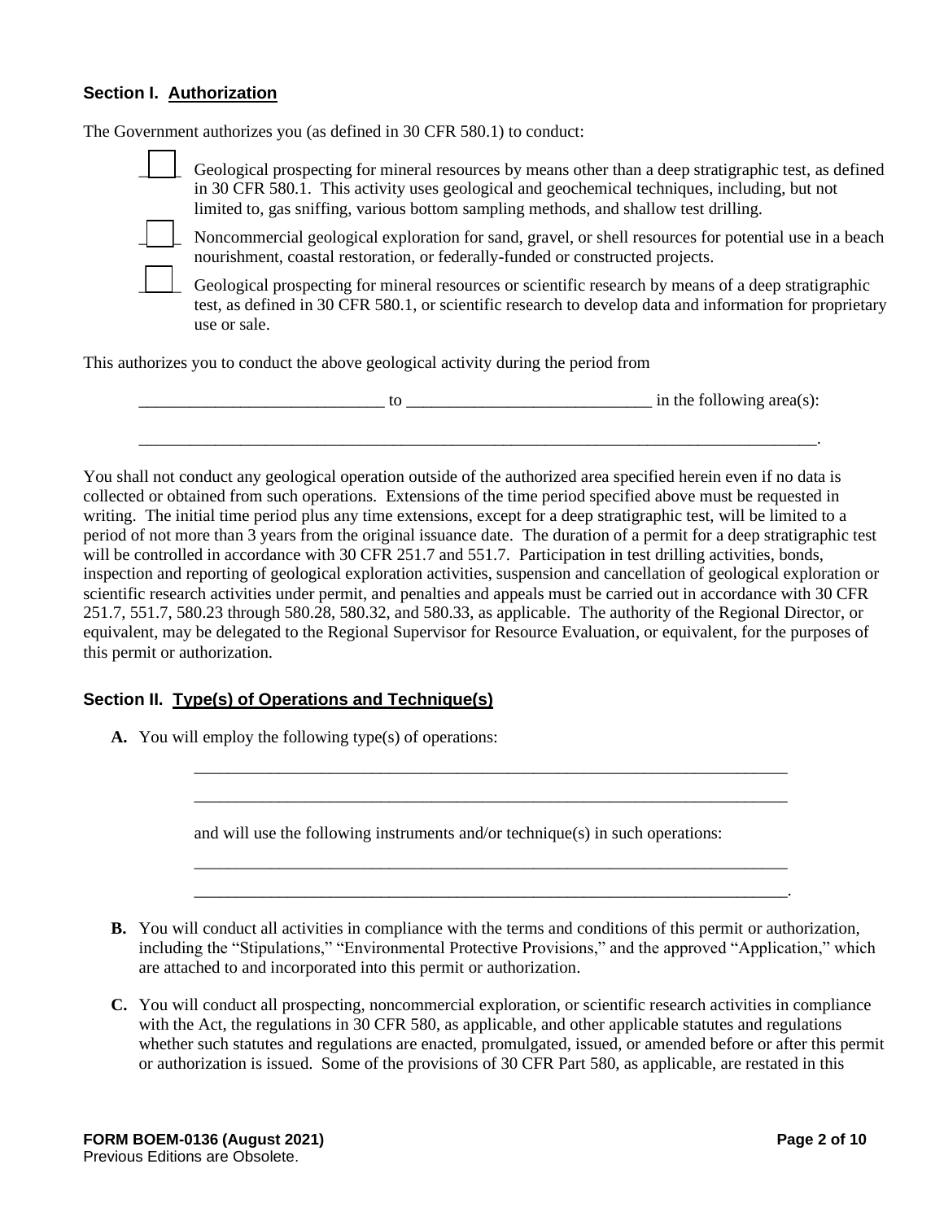### Section I. Authorization

The Government authorizes you (as defined in 30 CFR 580.1) to conduct:

- [ ] Geological prospecting for mineral resources by means other than a deep stratigraphic test, as defined in 30 CFR 580.1. This activity uses geological and geochemical techniques, including, but not limited to, gas sniffing, various bottom sampling methods, and shallow test drilling.
- [ ] Noncommercial geological exploration for sand, gravel, or shell resources for potential use in a beach nourishment, coastal restoration, or federally-funded or constructed projects.
- [ ] Geological prospecting for mineral resources or scientific research by means of a deep stratigraphic test, as defined in 30 CFR 580.1, or scientific research to develop data and information for proprietary use or sale.

This authorizes you to conduct the above geological activity during the period from

____________________________ to ____________________________ in the following area(s):

________________________________________________________________________________.

You shall not conduct any geological operation outside of the authorized area specified herein even if no data is collected or obtained from such operations. Extensions of the time period specified above must be requested in writing. The initial time period plus any time extensions, except for a deep stratigraphic test, will be limited to a period of not more than 3 years from the original issuance date. The duration of a permit for a deep stratigraphic test will be controlled in accordance with 30 CFR 251.7 and 551.7. Participation in test drilling activities, bonds, inspection and reporting of geological exploration activities, suspension and cancellation of geological exploration or scientific research activities under permit, and penalties and appeals must be carried out in accordance with 30 CFR 251.7, 551.7, 580.23 through 580.28, 580.32, and 580.33, as applicable. The authority of the Regional Director, or equivalent, may be delegated to the Regional Supervisor for Resource Evaluation, or equivalent, for the purposes of this permit or authorization.

### Section II. Type(s) of Operations and Technique(s)

**A.** You will employ the following type(s) of operations:

________________________________________________________________________

________________________________________________________________________

and will use the following instruments and/or technique(s) in such operations:

________________________________________________________________________

________________________________________________________________________.

**B.** You will conduct all activities in compliance with the terms and conditions of this permit or authorization, including the "Stipulations," "Environmental Protective Provisions," and the approved "Application," which are attached to and incorporated into this permit or authorization.

**C.** You will conduct all prospecting, noncommercial exploration, or scientific research activities in compliance with the Act, the regulations in 30 CFR 580, as applicable, and other applicable statutes and regulations whether such statutes and regulations are enacted, promulgated, issued, or amended before or after this permit or authorization is issued. Some of the provisions of 30 CFR Part 580, as applicable, are restated in this

**FORM BOEM-0136 (August 2021)**
Previous Editions are Obsolete.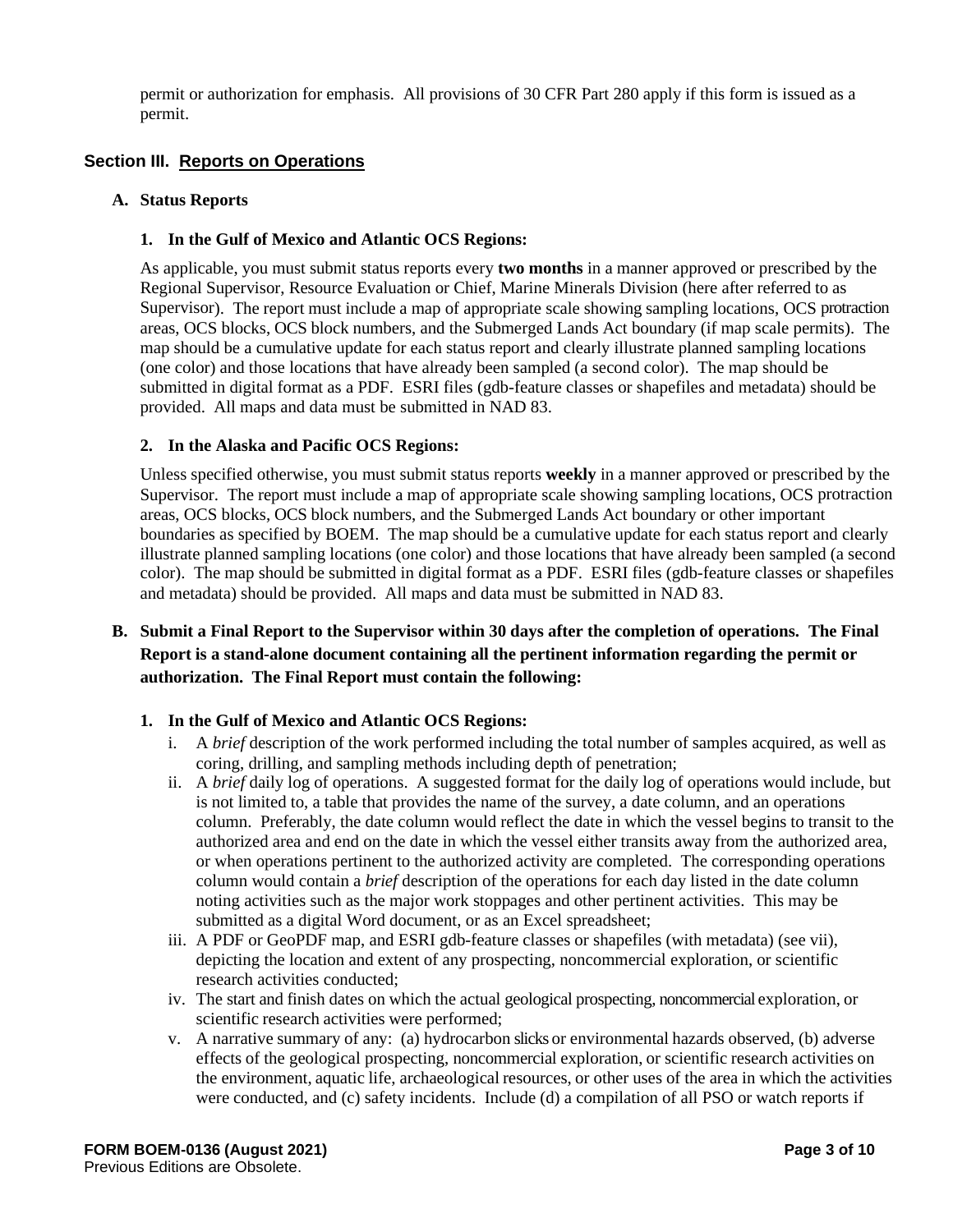permit or authorization for emphasis. All provisions of 30 CFR Part 280 apply if this form is issued as a permit.

## Section III. Reports on Operations

### A. Status Reports

#### 1. In the Gulf of Mexico and Atlantic OCS Regions:

As applicable, you must submit status reports every **two months** in a manner approved or prescribed by the Regional Supervisor, Resource Evaluation or Chief, Marine Minerals Division (here after referred to as Supervisor). The report must include a map of appropriate scale showing sampling locations, OCS protraction areas, OCS blocks, OCS block numbers, and the Submerged Lands Act boundary (if map scale permits). The map should be a cumulative update for each status report and clearly illustrate planned sampling locations (one color) and those locations that have already been sampled (a second color). The map should be submitted in digital format as a PDF. ESRI files (gdb-feature classes or shapefiles and metadata) should be provided. All maps and data must be submitted in NAD 83.

#### 2. In the Alaska and Pacific OCS Regions:

Unless specified otherwise, you must submit status reports **weekly** in a manner approved or prescribed by the Supervisor. The report must include a map of appropriate scale showing sampling locations, OCS protraction areas, OCS blocks, OCS block numbers, and the Submerged Lands Act boundary or other important boundaries as specified by BOEM. The map should be a cumulative update for each status report and clearly illustrate planned sampling locations (one color) and those locations that have already been sampled (a second color). The map should be submitted in digital format as a PDF. ESRI files (gdb-feature classes or shapefiles and metadata) should be provided. All maps and data must be submitted in NAD 83.

### B. Submit a Final Report to the Supervisor within 30 days after the completion of operations. The Final Report is a stand-alone document containing all the pertinent information regarding the permit or authorization. The Final Report must contain the following:

#### 1. In the Gulf of Mexico and Atlantic OCS Regions:

i. A *brief* description of the work performed including the total number of samples acquired, as well as coring, drilling, and sampling methods including depth of penetration;

ii. A *brief* daily log of operations. A suggested format for the daily log of operations would include, but is not limited to, a table that provides the name of the survey, a date column, and an operations column. Preferably, the date column would reflect the date in which the vessel begins to transit to the authorized area and end on the date in which the vessel either transits away from the authorized area, or when operations pertinent to the authorized activity are completed. The corresponding operations column would contain a *brief* description of the operations for each day listed in the date column noting activities such as the major work stoppages and other pertinent activities. This may be submitted as a digital Word document, or as an Excel spreadsheet;

iii. A PDF or GeoPDF map, and ESRI gdb-feature classes or shapefiles (with metadata) (see vii), depicting the location and extent of any prospecting, noncommercial exploration, or scientific research activities conducted;

iv. The start and finish dates on which the actual geological prospecting, noncommercial exploration, or scientific research activities were performed;

v. A narrative summary of any: (a) hydrocarbon slicks or environmental hazards observed, (b) adverse effects of the geological prospecting, noncommercial exploration, or scientific research activities on the environment, aquatic life, archaeological resources, or other uses of the area in which the activities were conducted, and (c) safety incidents. Include (d) a compilation of all PSO or watch reports if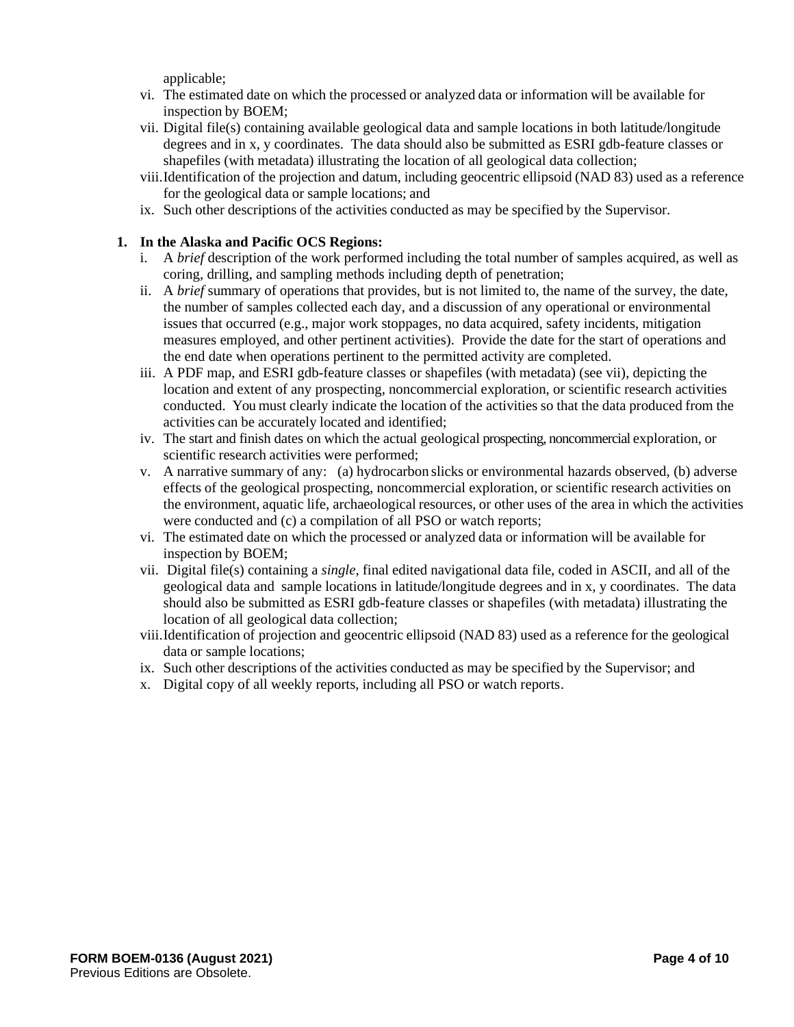applicable;

vi. The estimated date on which the processed or analyzed data or information will be available for inspection by BOEM;

vii. Digital file(s) containing available geological data and sample locations in both latitude/longitude degrees and in x, y coordinates. The data should also be submitted as ESRI gdb-feature classes or shapefiles (with metadata) illustrating the location of all geological data collection;

viii. Identification of the projection and datum, including geocentric ellipsoid (NAD 83) used as a reference for the geological data or sample locations; and

ix. Such other descriptions of the activities conducted as may be specified by the Supervisor.

**1. In the Alaska and Pacific OCS Regions:**

i. A *brief* description of the work performed including the total number of samples acquired, as well as coring, drilling, and sampling methods including depth of penetration;

ii. A *brief* summary of operations that provides, but is not limited to, the name of the survey, the date, the number of samples collected each day, and a discussion of any operational or environmental issues that occurred (e.g., major work stoppages, no data acquired, safety incidents, mitigation measures employed, and other pertinent activities). Provide the date for the start of operations and the end date when operations pertinent to the permitted activity are completed.

iii. A PDF map, and ESRI gdb-feature classes or shapefiles (with metadata) (see vii), depicting the location and extent of any prospecting, noncommercial exploration, or scientific research activities conducted. You must clearly indicate the location of the activities so that the data produced from the activities can be accurately located and identified;

iv. The start and finish dates on which the actual geological prospecting, noncommercial exploration, or scientific research activities were performed;

v. A narrative summary of any: (a) hydrocarbon slicks or environmental hazards observed, (b) adverse effects of the geological prospecting, noncommercial exploration, or scientific research activities on the environment, aquatic life, archaeological resources, or other uses of the area in which the activities were conducted and (c) a compilation of all PSO or watch reports;

vi. The estimated date on which the processed or analyzed data or information will be available for inspection by BOEM;

vii. Digital file(s) containing a *single*, final edited navigational data file, coded in ASCII, and all of the geological data and sample locations in latitude/longitude degrees and in x, y coordinates. The data should also be submitted as ESRI gdb-feature classes or shapefiles (with metadata) illustrating the location of all geological data collection;

viii. Identification of projection and geocentric ellipsoid (NAD 83) used as a reference for the geological data or sample locations;

ix. Such other descriptions of the activities conducted as may be specified by the Supervisor; and

x. Digital copy of all weekly reports, including all PSO or watch reports.

**FORM BOEM-0136 (August 2021)**
Previous Editions are Obsolete.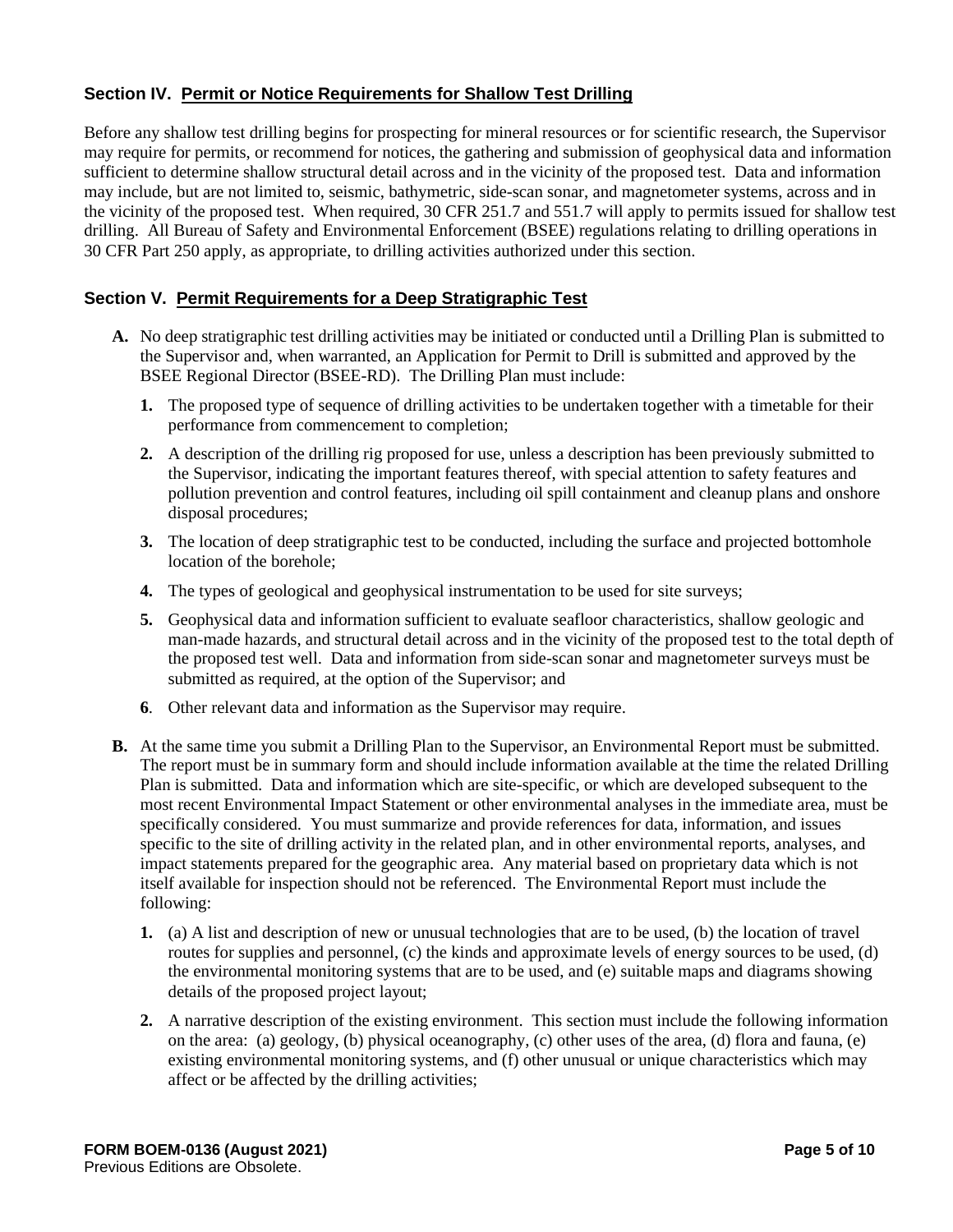## Section IV. Permit or Notice Requirements for Shallow Test Drilling

Before any shallow test drilling begins for prospecting for mineral resources or for scientific research, the Supervisor may require for permits, or recommend for notices, the gathering and submission of geophysical data and information sufficient to determine shallow structural detail across and in the vicinity of the proposed test. Data and information may include, but are not limited to, seismic, bathymetric, side-scan sonar, and magnetometer systems, across and in the vicinity of the proposed test. When required, 30 CFR 251.7 and 551.7 will apply to permits issued for shallow test drilling. All Bureau of Safety and Environmental Enforcement (BSEE) regulations relating to drilling operations in 30 CFR Part 250 apply, as appropriate, to drilling activities authorized under this section.

## Section V. Permit Requirements for a Deep Stratigraphic Test

**A.** No deep stratigraphic test drilling activities may be initiated or conducted until a Drilling Plan is submitted to the Supervisor and, when warranted, an Application for Permit to Drill is submitted and approved by the BSEE Regional Director (BSEE-RD). The Drilling Plan must include:

**1.** The proposed type of sequence of drilling activities to be undertaken together with a timetable for their performance from commencement to completion;

**2.** A description of the drilling rig proposed for use, unless a description has been previously submitted to the Supervisor, indicating the important features thereof, with special attention to safety features and pollution prevention and control features, including oil spill containment and cleanup plans and onshore disposal procedures;

**3.** The location of deep stratigraphic test to be conducted, including the surface and projected bottomhole location of the borehole;

**4.** The types of geological and geophysical instrumentation to be used for site surveys;

**5.** Geophysical data and information sufficient to evaluate seafloor characteristics, shallow geologic and man-made hazards, and structural detail across and in the vicinity of the proposed test to the total depth of the proposed test well. Data and information from side-scan sonar and magnetometer surveys must be submitted as required, at the option of the Supervisor; and

**6**. Other relevant data and information as the Supervisor may require.

**B.** At the same time you submit a Drilling Plan to the Supervisor, an Environmental Report must be submitted. The report must be in summary form and should include information available at the time the related Drilling Plan is submitted. Data and information which are site-specific, or which are developed subsequent to the most recent Environmental Impact Statement or other environmental analyses in the immediate area, must be specifically considered. You must summarize and provide references for data, information, and issues specific to the site of drilling activity in the related plan, and in other environmental reports, analyses, and impact statements prepared for the geographic area. Any material based on proprietary data which is not itself available for inspection should not be referenced. The Environmental Report must include the following:

**1.** (a) A list and description of new or unusual technologies that are to be used, (b) the location of travel routes for supplies and personnel, (c) the kinds and approximate levels of energy sources to be used, (d) the environmental monitoring systems that are to be used, and (e) suitable maps and diagrams showing details of the proposed project layout;

**2.** A narrative description of the existing environment. This section must include the following information on the area: (a) geology, (b) physical oceanography, (c) other uses of the area, (d) flora and fauna, (e) existing environmental monitoring systems, and (f) other unusual or unique characteristics which may affect or be affected by the drilling activities;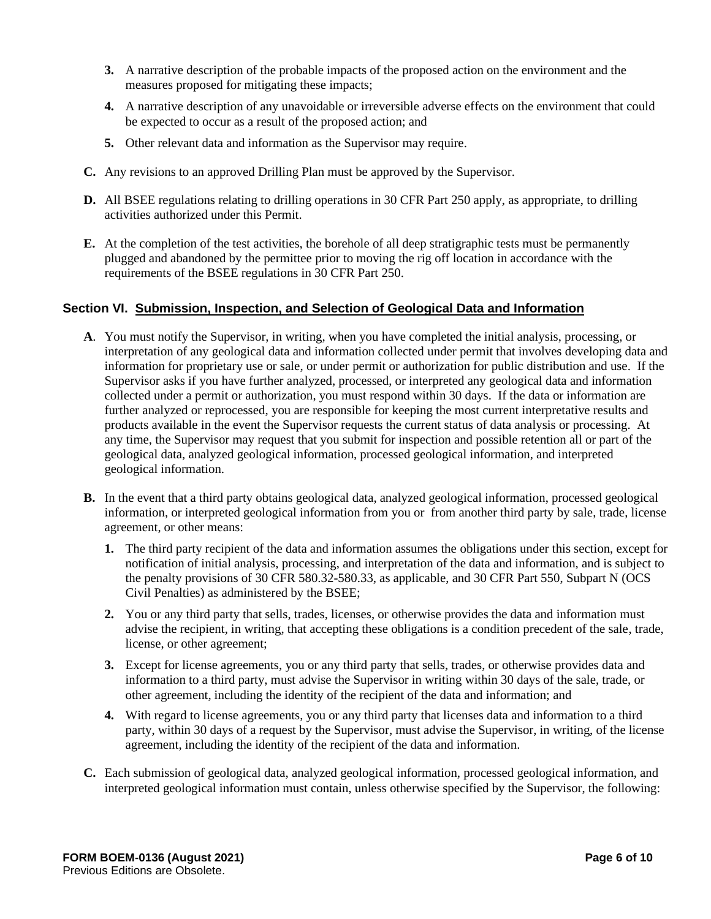3. A narrative description of the probable impacts of the proposed action on the environment and the measures proposed for mitigating these impacts;

4. A narrative description of any unavoidable or irreversible adverse effects on the environment that could be expected to occur as a result of the proposed action; and

5. Other relevant data and information as the Supervisor may require.

**C.** Any revisions to an approved Drilling Plan must be approved by the Supervisor.

**D.** All BSEE regulations relating to drilling operations in 30 CFR Part 250 apply, as appropriate, to drilling activities authorized under this Permit.

**E.** At the completion of the test activities, the borehole of all deep stratigraphic tests must be permanently plugged and abandoned by the permittee prior to moving the rig off location in accordance with the requirements of the BSEE regulations in 30 CFR Part 250.

## Section VI. Submission, Inspection, and Selection of Geological Data and Information

**A**. You must notify the Supervisor, in writing, when you have completed the initial analysis, processing, or interpretation of any geological data and information collected under permit that involves developing data and information for proprietary use or sale, or under permit or authorization for public distribution and use. If the Supervisor asks if you have further analyzed, processed, or interpreted any geological data and information collected under a permit or authorization, you must respond within 30 days. If the data or information are further analyzed or reprocessed, you are responsible for keeping the most current interpretative results and products available in the event the Supervisor requests the current status of data analysis or processing. At any time, the Supervisor may request that you submit for inspection and possible retention all or part of the geological data, analyzed geological information, processed geological information, and interpreted geological information.

**B.** In the event that a third party obtains geological data, analyzed geological information, processed geological information, or interpreted geological information from you or from another third party by sale, trade, license agreement, or other means:

1. The third party recipient of the data and information assumes the obligations under this section, except for notification of initial analysis, processing, and interpretation of the data and information, and is subject to the penalty provisions of 30 CFR 580.32-580.33, as applicable, and 30 CFR Part 550, Subpart N (OCS Civil Penalties) as administered by the BSEE;

2. You or any third party that sells, trades, licenses, or otherwise provides the data and information must advise the recipient, in writing, that accepting these obligations is a condition precedent of the sale, trade, license, or other agreement;

3. Except for license agreements, you or any third party that sells, trades, or otherwise provides data and information to a third party, must advise the Supervisor in writing within 30 days of the sale, trade, or other agreement, including the identity of the recipient of the data and information; and

4. With regard to license agreements, you or any third party that licenses data and information to a third party, within 30 days of a request by the Supervisor, must advise the Supervisor, in writing, of the license agreement, including the identity of the recipient of the data and information.

**C.** Each submission of geological data, analyzed geological information, processed geological information, and interpreted geological information must contain, unless otherwise specified by the Supervisor, the following: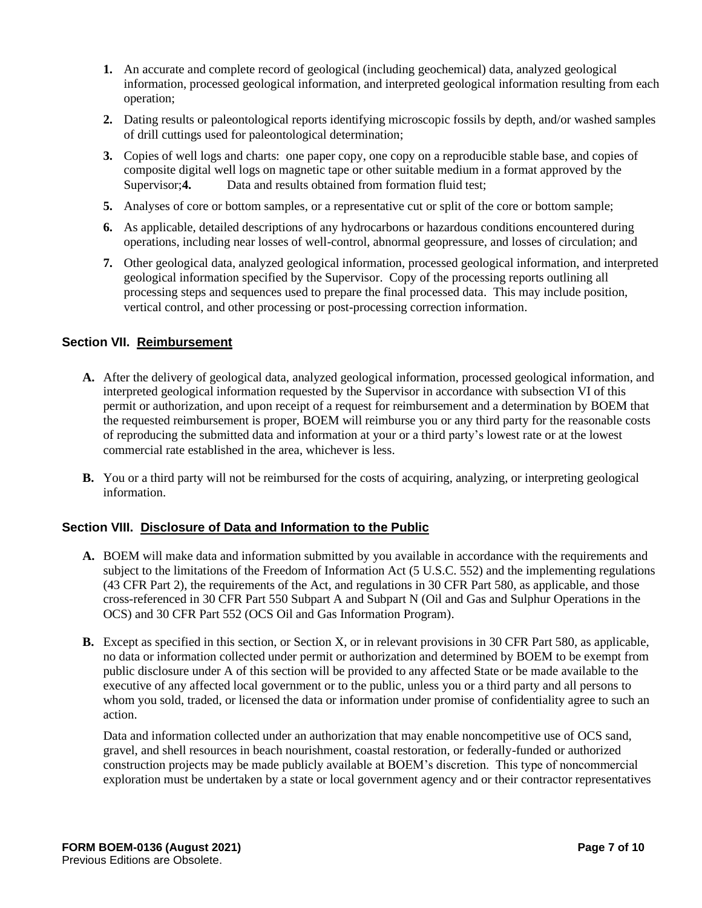1. An accurate and complete record of geological (including geochemical) data, analyzed geological information, processed geological information, and interpreted geological information resulting from each operation;

2. Dating results or paleontological reports identifying microscopic fossils by depth, and/or washed samples of drill cuttings used for paleontological determination;

3. Copies of well logs and charts: one paper copy, one copy on a reproducible stable base, and copies of composite digital well logs on magnetic tape or other suitable medium in a format approved by the Supervisor;

4. Data and results obtained from formation fluid test;

5. Analyses of core or bottom samples, or a representative cut or split of the core or bottom sample;

6. As applicable, detailed descriptions of any hydrocarbons or hazardous conditions encountered during operations, including near losses of well-control, abnormal geopressure, and losses of circulation; and

7. Other geological data, analyzed geological information, processed geological information, and interpreted geological information specified by the Supervisor. Copy of the processing reports outlining all processing steps and sequences used to prepare the final processed data. This may include position, vertical control, and other processing or post-processing correction information.

### Section VII. Reimbursement

**A.** After the delivery of geological data, analyzed geological information, processed geological information, and interpreted geological information requested by the Supervisor in accordance with subsection VI of this permit or authorization, and upon receipt of a request for reimbursement and a determination by BOEM that the requested reimbursement is proper, BOEM will reimburse you or any third party for the reasonable costs of reproducing the submitted data and information at your or a third party's lowest rate or at the lowest commercial rate established in the area, whichever is less.

**B.** You or a third party will not be reimbursed for the costs of acquiring, analyzing, or interpreting geological information.

### Section VIII. Disclosure of Data and Information to the Public

**A.** BOEM will make data and information submitted by you available in accordance with the requirements and subject to the limitations of the Freedom of Information Act (5 U.S.C. 552) and the implementing regulations (43 CFR Part 2), the requirements of the Act, and regulations in 30 CFR Part 580, as applicable, and those cross-referenced in 30 CFR Part 550 Subpart A and Subpart N (Oil and Gas and Sulphur Operations in the OCS) and 30 CFR Part 552 (OCS Oil and Gas Information Program).

**B.** Except as specified in this section, or Section X, or in relevant provisions in 30 CFR Part 580, as applicable, no data or information collected under permit or authorization and determined by BOEM to be exempt from public disclosure under A of this section will be provided to any affected State or be made available to the executive of any affected local government or to the public, unless you or a third party and all persons to whom you sold, traded, or licensed the data or information under promise of confidentiality agree to such an action.

Data and information collected under an authorization that may enable noncompetitive use of OCS sand, gravel, and shell resources in beach nourishment, coastal restoration, or federally-funded or authorized construction projects may be made publicly available at BOEM's discretion. This type of noncommercial exploration must be undertaken by a state or local government agency and or their contractor representatives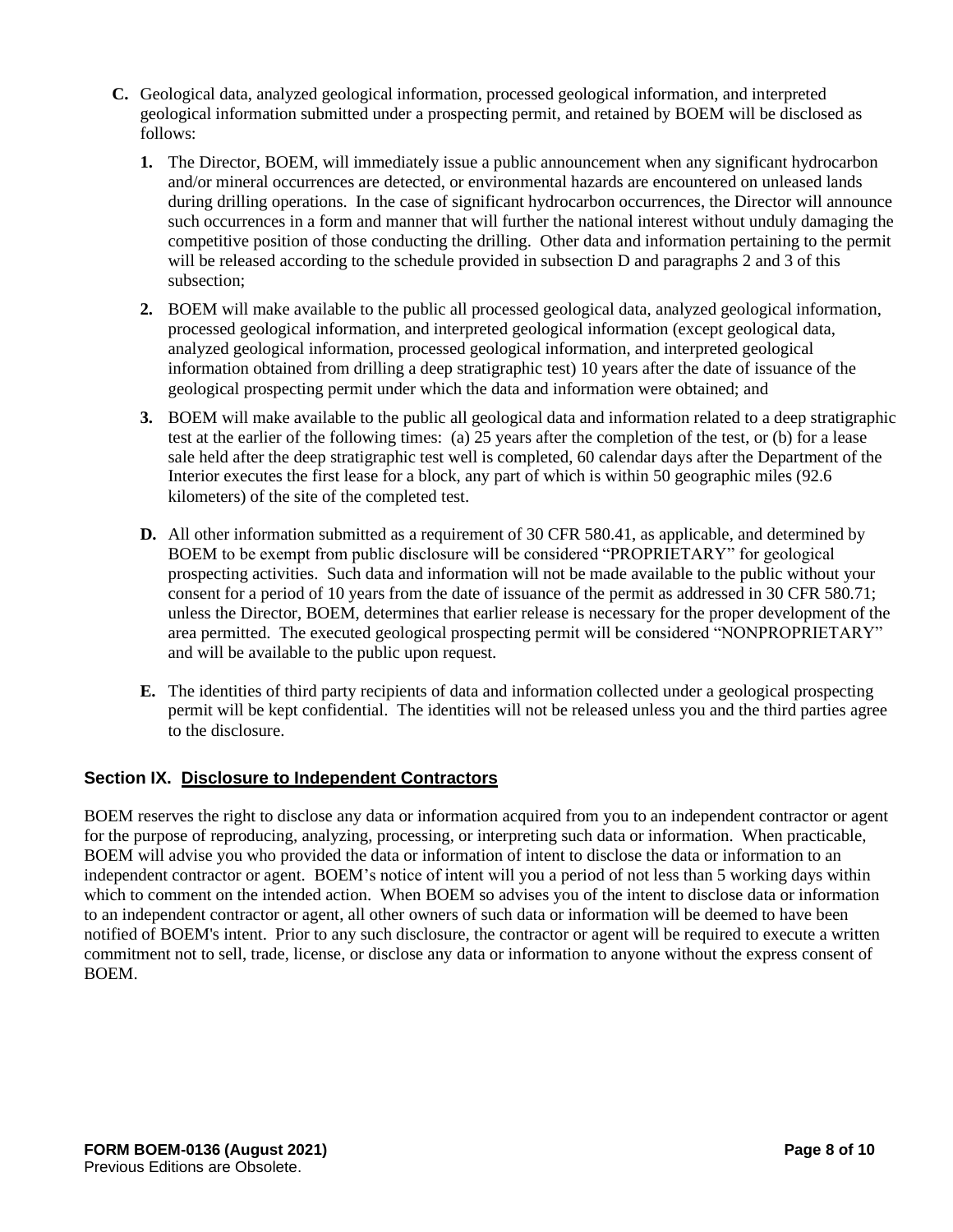**C.** Geological data, analyzed geological information, processed geological information, and interpreted geological information submitted under a prospecting permit, and retained by BOEM will be disclosed as follows:

1. The Director, BOEM, will immediately issue a public announcement when any significant hydrocarbon and/or mineral occurrences are detected, or environmental hazards are encountered on unleased lands during drilling operations. In the case of significant hydrocarbon occurrences, the Director will announce such occurrences in a form and manner that will further the national interest without unduly damaging the competitive position of those conducting the drilling. Other data and information pertaining to the permit will be released according to the schedule provided in subsection D and paragraphs 2 and 3 of this subsection;

2. BOEM will make available to the public all processed geological data, analyzed geological information, processed geological information, and interpreted geological information (except geological data, analyzed geological information, processed geological information, and interpreted geological information obtained from drilling a deep stratigraphic test) 10 years after the date of issuance of the geological prospecting permit under which the data and information were obtained; and

3. BOEM will make available to the public all geological data and information related to a deep stratigraphic test at the earlier of the following times: (a) 25 years after the completion of the test, or (b) for a lease sale held after the deep stratigraphic test well is completed, 60 calendar days after the Department of the Interior executes the first lease for a block, any part of which is within 50 geographic miles (92.6 kilometers) of the site of the completed test.

**D.** All other information submitted as a requirement of 30 CFR 580.41, as applicable, and determined by BOEM to be exempt from public disclosure will be considered "PROPRIETARY" for geological prospecting activities. Such data and information will not be made available to the public without your consent for a period of 10 years from the date of issuance of the permit as addressed in 30 CFR 580.71; unless the Director, BOEM, determines that earlier release is necessary for the proper development of the area permitted. The executed geological prospecting permit will be considered "NONPROPRIETARY" and will be available to the public upon request.

**E.** The identities of third party recipients of data and information collected under a geological prospecting permit will be kept confidential. The identities will not be released unless you and the third parties agree to the disclosure.

## Section IX. Disclosure to Independent Contractors

BOEM reserves the right to disclose any data or information acquired from you to an independent contractor or agent for the purpose of reproducing, analyzing, processing, or interpreting such data or information. When practicable, BOEM will advise you who provided the data or information of intent to disclose the data or information to an independent contractor or agent. BOEM's notice of intent will you a period of not less than 5 working days within which to comment on the intended action. When BOEM so advises you of the intent to disclose data or information to an independent contractor or agent, all other owners of such data or information will be deemed to have been notified of BOEM's intent. Prior to any such disclosure, the contractor or agent will be required to execute a written commitment not to sell, trade, license, or disclose any data or information to anyone without the express consent of BOEM.

**FORM BOEM-0136 (August 2021)**
Previous Editions are Obsolete.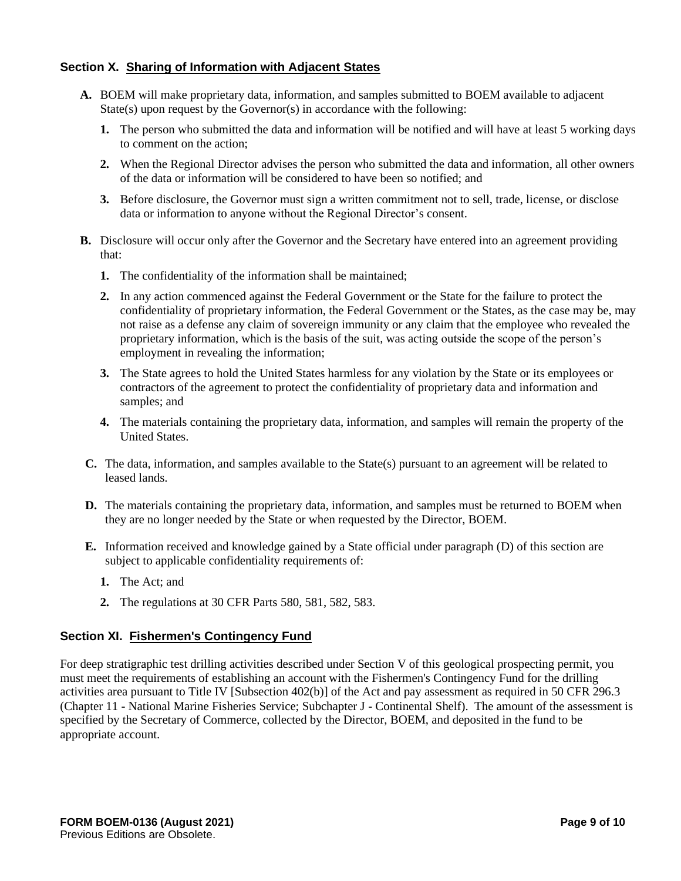## Section X. Sharing of Information with Adjacent States

**A.** BOEM will make proprietary data, information, and samples submitted to BOEM available to adjacent State(s) upon request by the Governor(s) in accordance with the following:

   **1.** The person who submitted the data and information will be notified and will have at least 5 working days to comment on the action;

   **2.** When the Regional Director advises the person who submitted the data and information, all other owners of the data or information will be considered to have been so notified; and

   **3.** Before disclosure, the Governor must sign a written commitment not to sell, trade, license, or disclose data or information to anyone without the Regional Director's consent.

**B.** Disclosure will occur only after the Governor and the Secretary have entered into an agreement providing that:

   **1.** The confidentiality of the information shall be maintained;

   **2.** In any action commenced against the Federal Government or the State for the failure to protect the confidentiality of proprietary information, the Federal Government or the States, as the case may be, may not raise as a defense any claim of sovereign immunity or any claim that the employee who revealed the proprietary information, which is the basis of the suit, was acting outside the scope of the person's employment in revealing the information;

   **3.** The State agrees to hold the United States harmless for any violation by the State or its employees or contractors of the agreement to protect the confidentiality of proprietary data and information and samples; and

   **4.** The materials containing the proprietary data, information, and samples will remain the property of the United States.

**C.** The data, information, and samples available to the State(s) pursuant to an agreement will be related to leased lands.

**D.** The materials containing the proprietary data, information, and samples must be returned to BOEM when they are no longer needed by the State or when requested by the Director, BOEM.

**E.** Information received and knowledge gained by a State official under paragraph (D) of this section are subject to applicable confidentiality requirements of:

   **1.** The Act; and

   **2.** The regulations at 30 CFR Parts 580, 581, 582, 583.

## Section XI. Fishermen's Contingency Fund

For deep stratigraphic test drilling activities described under Section V of this geological prospecting permit, you must meet the requirements of establishing an account with the Fishermen's Contingency Fund for the drilling activities area pursuant to Title IV [Subsection 402(b)] of the Act and pay assessment as required in 50 CFR 296.3 (Chapter 11 - National Marine Fisheries Service; Subchapter J - Continental Shelf). The amount of the assessment is specified by the Secretary of Commerce, collected by the Director, BOEM, and deposited in the fund to be appropriate account.

**FORM BOEM-0136 (August 2021)**
Previous Editions are Obsolete.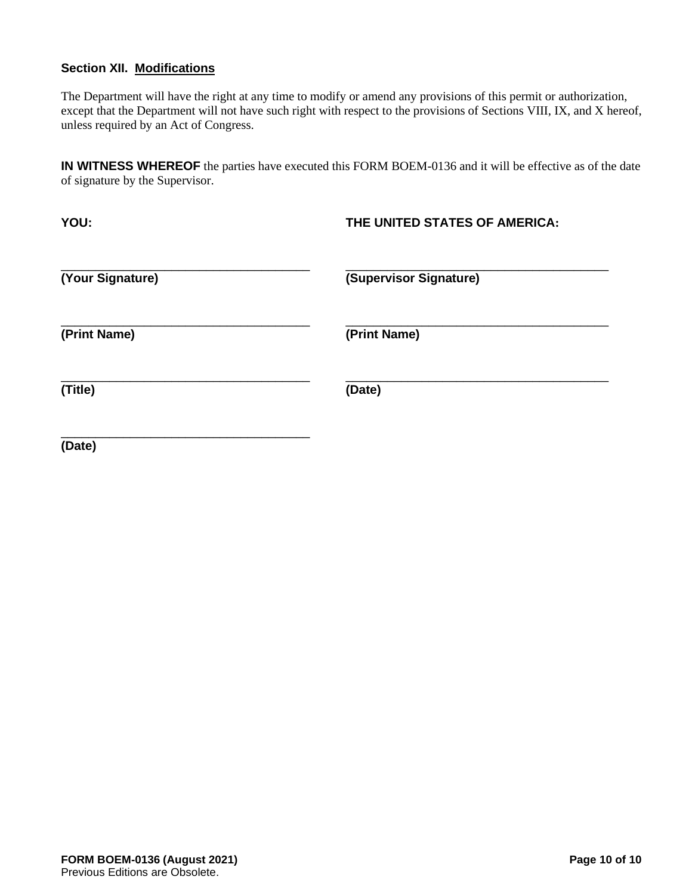### Section XII. Modifications

The Department will have the right at any time to modify or amend any provisions of this permit or authorization, except that the Department will not have such right with respect to the provisions of Sections VIII, IX, and X hereof, unless required by an Act of Congress.

**IN WITNESS WHEREOF** the parties have executed this FORM BOEM-0136 and it will be effective as of the date of signature by the Supervisor.

| **YOU:** | **THE UNITED STATES OF AMERICA:** |
|---|---|
| _____________________________________ | _______________________________________ |
| **(Your Signature)** | **(Supervisor Signature)** |
| _____________________________________ | _______________________________________ |
| **(Print Name)** | **(Print Name)** |
| _____________________________________ | _______________________________________ |
| **(Title)** | **(Date)** |
| _____________________________________ | |
| **(Date)** | |

**FORM BOEM-0136 (August 2021)**
Previous Editions are Obsolete.